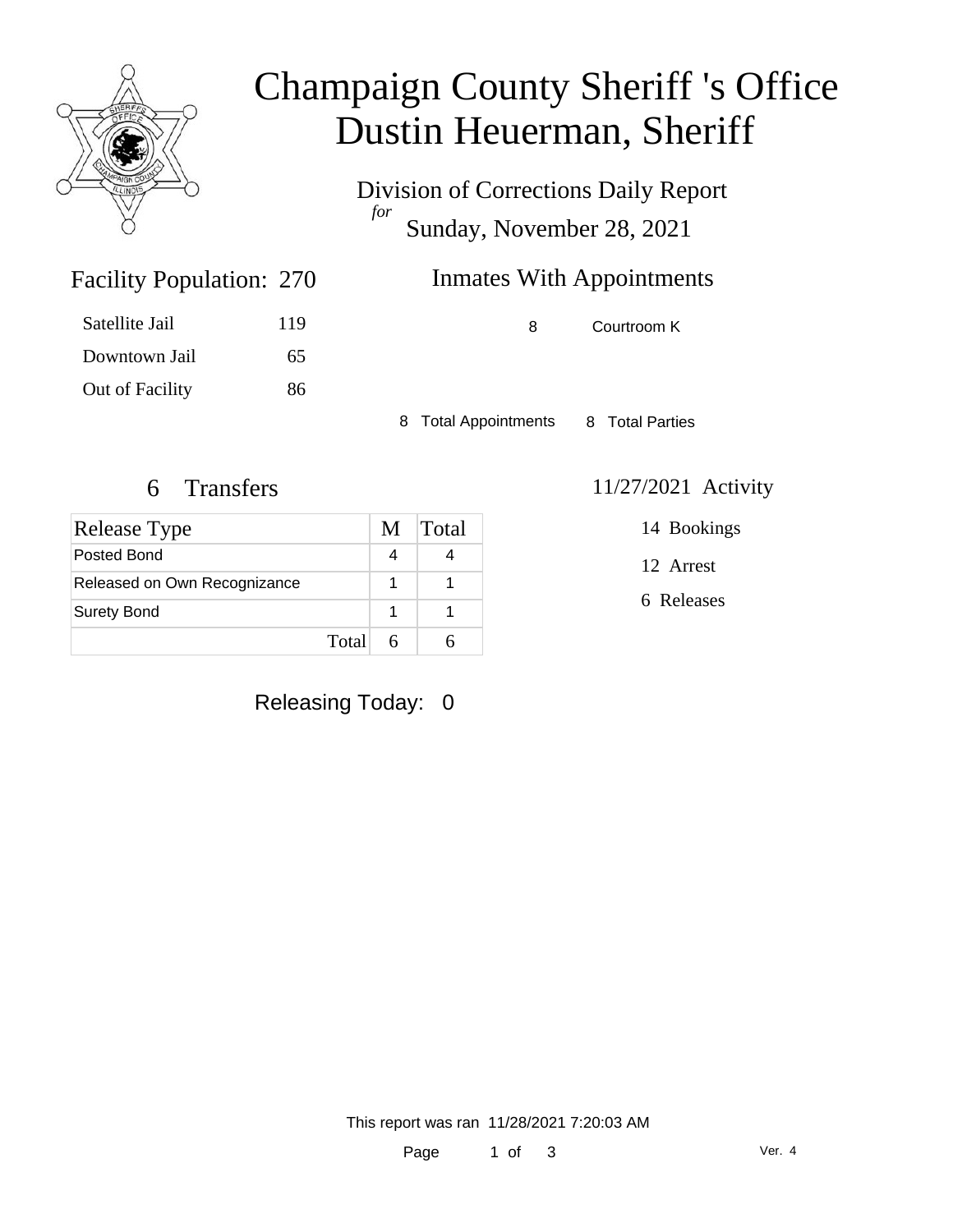# Champaign County Sheriff 's Office
# Dustin Heuerman, Sheriff

Division of Corrections Daily Report
*for*
Sunday, November 28, 2021

## Facility Population: 270

| | |
|---|---|
| Satellite Jail | 119 |
| Downtown Jail | 65 |
| Out of Facility | 86 |

## Inmates With Appointments

| | |
|---|---|
| 8 | Courtroom K |

8 Total Appointments 8 Total Parties

## 6 Transfers

| Release Type | M | Total |
|---|---|---|
| Posted Bond | 4 | 4 |
| Released on Own Recognizance | 1 | 1 |
| Surety Bond | 1 | 1 |
| Total | 6 | 6 |

## 11/27/2021 Activity

14 Bookings

12 Arrest

6 Releases

Releasing Today: 0

This report was ran 11/28/2021 7:20:03 AM

Ver. 4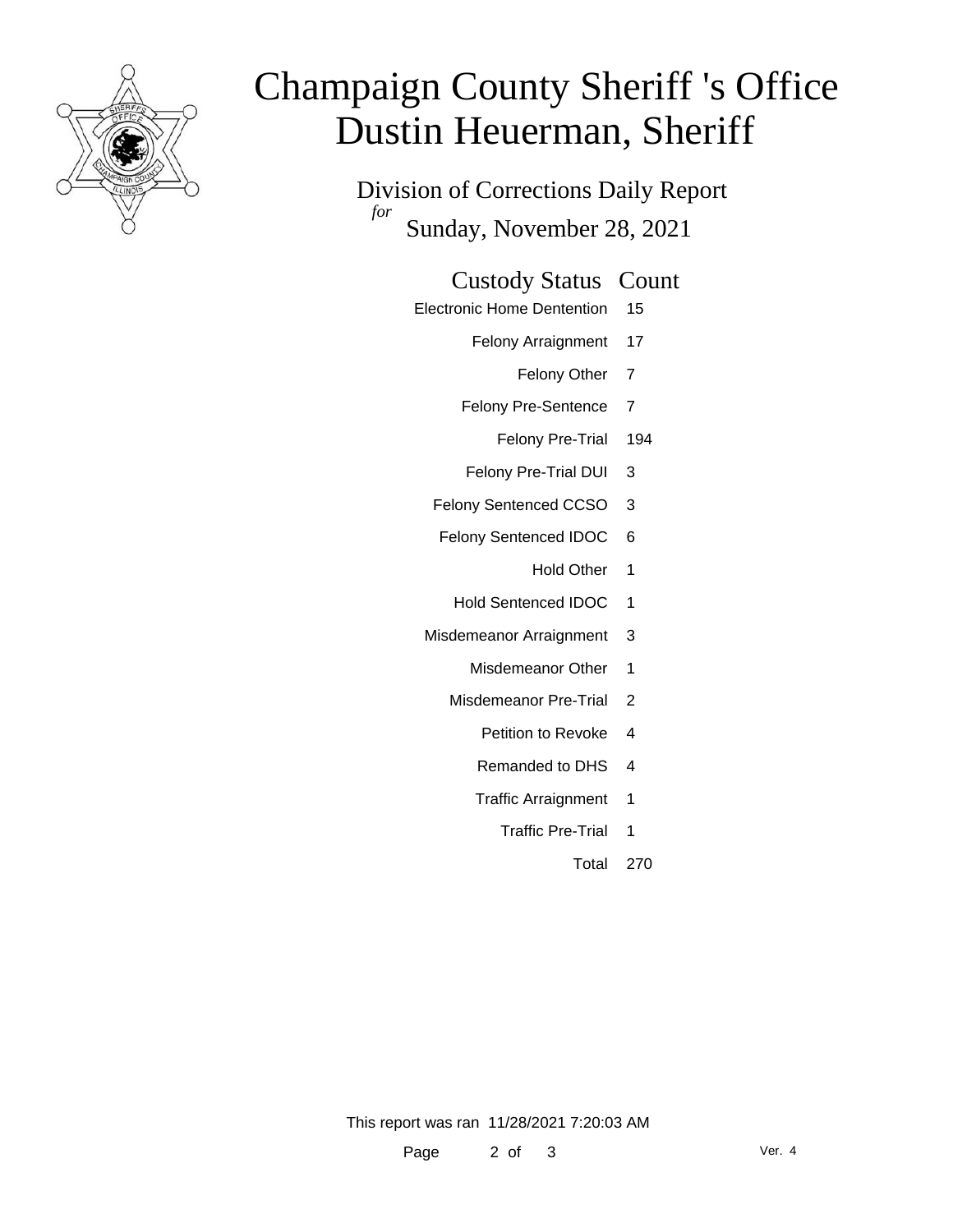# Champaign County Sheriff 's Office
# Dustin Heuerman, Sheriff

Division of Corrections Daily Report
*for*
Sunday, November 28, 2021

| Custody Status | Count |
| --- | --- |
| Electronic Home Dentention | 15 |
| Felony Arraignment | 17 |
| Felony Other | 7 |
| Felony Pre-Sentence | 7 |
| Felony Pre-Trial | 194 |
| Felony Pre-Trial DUI | 3 |
| Felony Sentenced CCSO | 3 |
| Felony Sentenced IDOC | 6 |
| Hold Other | 1 |
| Hold Sentenced IDOC | 1 |
| Misdemeanor Arraignment | 3 |
| Misdemeanor Other | 1 |
| Misdemeanor Pre-Trial | 2 |
| Petition to Revoke | 4 |
| Remanded to DHS | 4 |
| Traffic Arraignment | 1 |
| Traffic Pre-Trial | 1 |
| Total | 270 |

This report was ran 11/28/2021 7:20:03 AM

Ver. 4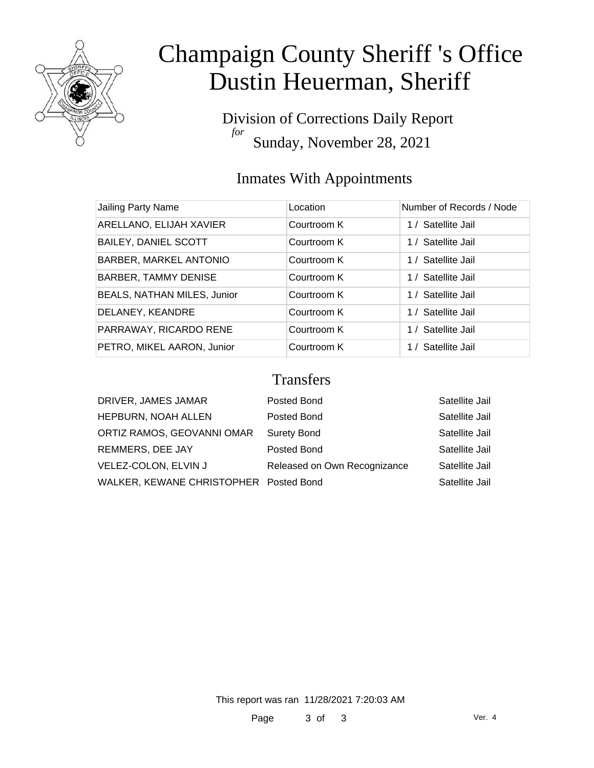# Champaign County Sheriff 's Office
# Dustin Heuerman, Sheriff

Division of Corrections Daily Report
*for*
Sunday, November 28, 2021

## Inmates With Appointments

| Jailing Party Name | Location | Number of Records / Node |
|---|---|---|
| ARELLANO, ELIJAH XAVIER | Courtroom K | 1 / Satellite Jail |
| BAILEY, DANIEL SCOTT | Courtroom K | 1 / Satellite Jail |
| BARBER, MARKEL ANTONIO | Courtroom K | 1 / Satellite Jail |
| BARBER, TAMMY DENISE | Courtroom K | 1 / Satellite Jail |
| BEALS, NATHAN MILES, Junior | Courtroom K | 1 / Satellite Jail |
| DELANEY, KEANDRE | Courtroom K | 1 / Satellite Jail |
| PARRAWAY, RICARDO RENE | Courtroom K | 1 / Satellite Jail |
| PETRO, MIKEL AARON, Junior | Courtroom K | 1 / Satellite Jail |

## Transfers

| | | |
|---|---|---|
| DRIVER, JAMES JAMAR | Posted Bond | Satellite Jail |
| HEPBURN, NOAH ALLEN | Posted Bond | Satellite Jail |
| ORTIZ RAMOS, GEOVANNI OMAR | Surety Bond | Satellite Jail |
| REMMERS, DEE JAY | Posted Bond | Satellite Jail |
| VELEZ-COLON, ELVIN J | Released on Own Recognizance | Satellite Jail |
| WALKER, KEWANE CHRISTOPHER | Posted Bond | Satellite Jail |

This report was ran 11/28/2021 7:20:03 AM

Ver. 4